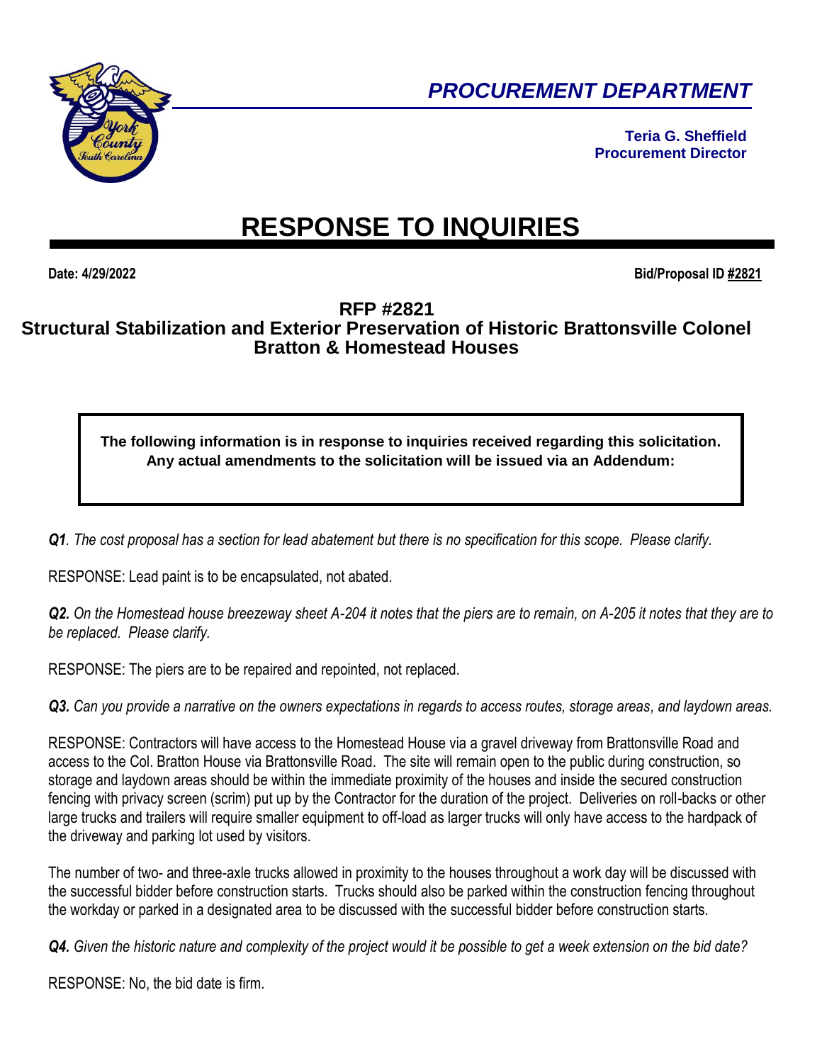# PROCUREMENT DEPARTMENT

**Teria G. Sheffield**
**Procurement Director**

# RESPONSE TO INQUIRIES

**Date: 4/29/2022** **Bid/Proposal ID #2821**

## RFP #2821
## Structural Stabilization and Exterior Preservation of Historic Brattonsville Colonel Bratton & Homestead Houses

**The following information is in response to inquiries received regarding this solicitation. Any actual amendments to the solicitation will be issued via an Addendum:**

***Q1**. The cost proposal has a section for lead abatement but there is no specification for this scope. Please clarify.*

RESPONSE: Lead paint is to be encapsulated, not abated.

***Q2.** On the Homestead house breezeway sheet A-204 it notes that the piers are to remain, on A-205 it notes that they are to be replaced. Please clarify.*

RESPONSE: The piers are to be repaired and repointed, not replaced.

***Q3.** Can you provide a narrative on the owners expectations in regards to access routes, storage areas, and laydown areas.*

RESPONSE: Contractors will have access to the Homestead House via a gravel driveway from Brattonsville Road and access to the Col. Bratton House via Brattonsville Road. The site will remain open to the public during construction, so storage and laydown areas should be within the immediate proximity of the houses and inside the secured construction fencing with privacy screen (scrim) put up by the Contractor for the duration of the project. Deliveries on roll-backs or other large trucks and trailers will require smaller equipment to off-load as larger trucks will only have access to the hardpack of the driveway and parking lot used by visitors.

The number of two- and three-axle trucks allowed in proximity to the houses throughout a work day will be discussed with the successful bidder before construction starts. Trucks should also be parked within the construction fencing throughout the workday or parked in a designated area to be discussed with the successful bidder before construction starts.

***Q4.** Given the historic nature and complexity of the project would it be possible to get a week extension on the bid date?*

RESPONSE: No, the bid date is firm.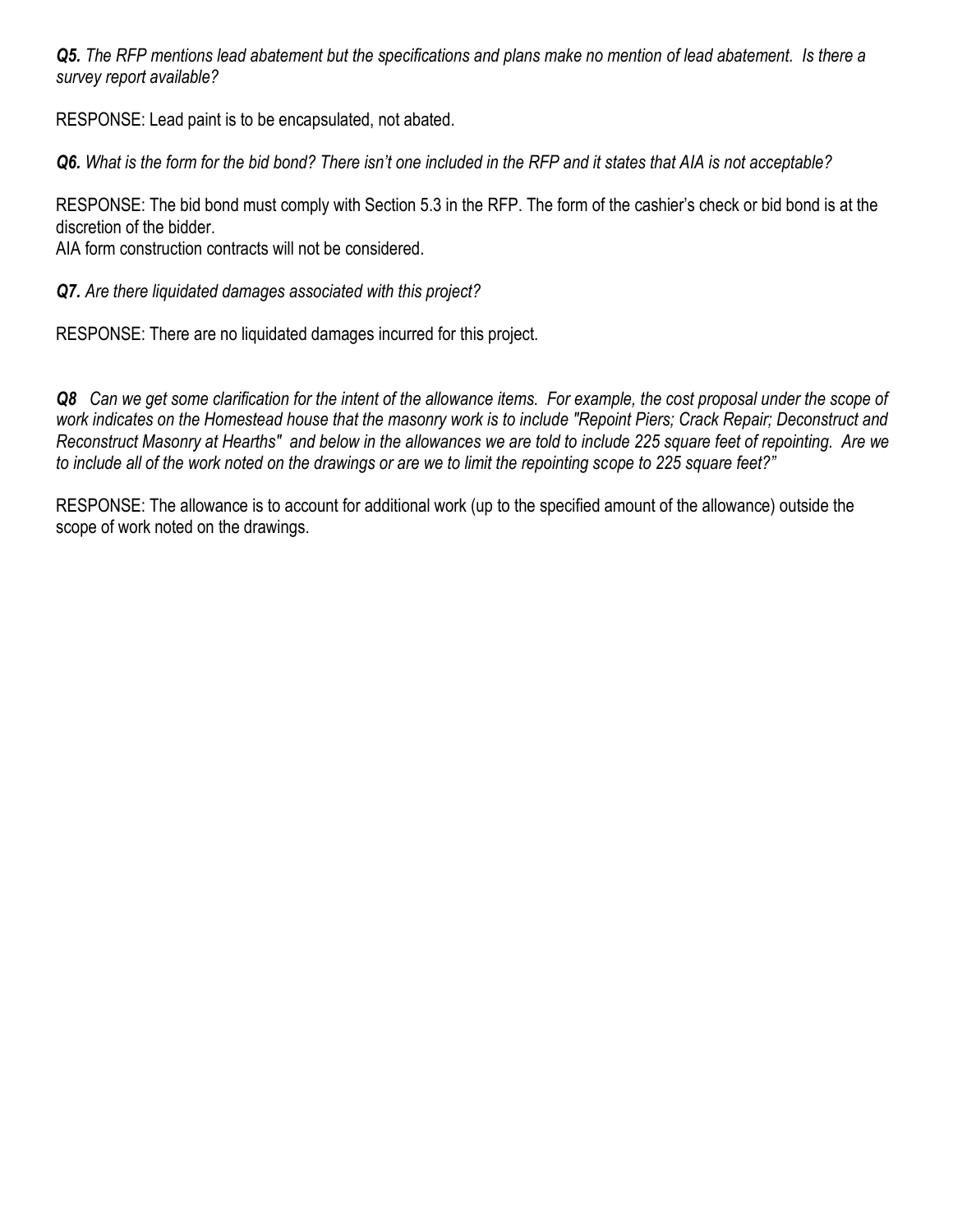***Q5.*** *The RFP mentions lead abatement but the specifications and plans make no mention of lead abatement. Is there a survey report available?*

RESPONSE: Lead paint is to be encapsulated, not abated.

***Q6.*** *What is the form for the bid bond? There isn't one included in the RFP and it states that AIA is not acceptable?*

RESPONSE: The bid bond must comply with Section 5.3 in the RFP. The form of the cashier's check or bid bond is at the discretion of the bidder.
AIA form construction contracts will not be considered.

***Q7.*** *Are there liquidated damages associated with this project?*

RESPONSE: There are no liquidated damages incurred for this project.

***Q8*** *Can we get some clarification for the intent of the allowance items. For example, the cost proposal under the scope of work indicates on the Homestead house that the masonry work is to include "Repoint Piers; Crack Repair; Deconstruct and Reconstruct Masonry at Hearths" and below in the allowances we are told to include 225 square feet of repointing. Are we to include all of the work noted on the drawings or are we to limit the repointing scope to 225 square feet?"*

RESPONSE: The allowance is to account for additional work (up to the specified amount of the allowance) outside the scope of work noted on the drawings.